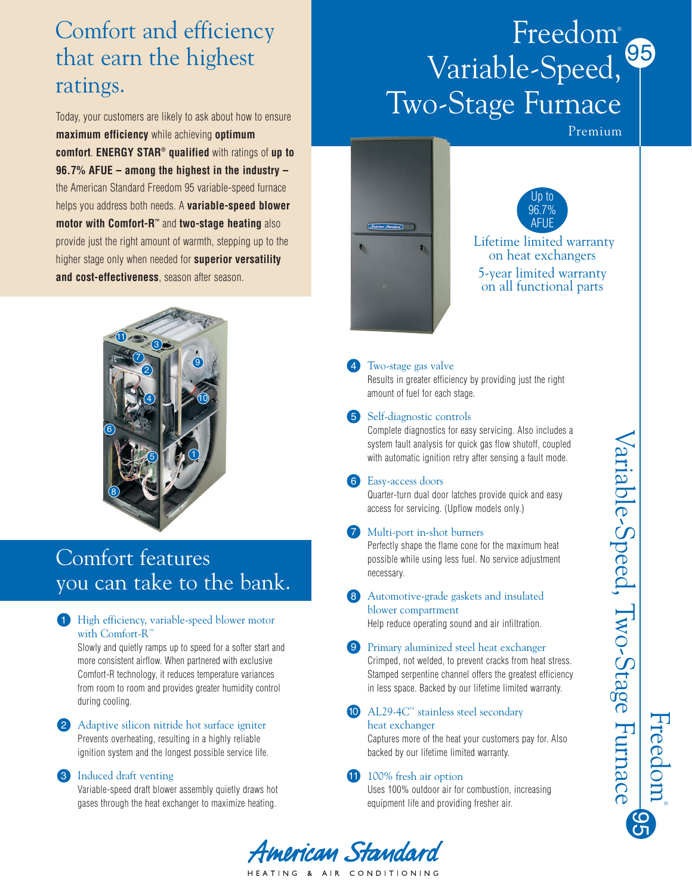# Freedom® Variable-Speed, Two-Stage Furnace

Premium

## Comfort and efficiency that earn the highest ratings.

Today, your customers are likely to ask about how to ensure **maximum efficiency** while achieving **optimum comfort**. **ENERGY STAR® qualified** with ratings of **up to 96.7% AFUE – among the highest in the industry –** the American Standard Freedom 95 variable-speed furnace helps you address both needs. A **variable-speed blower motor with Comfort-R™** and **two-stage heating** also provide just the right amount of warmth, stepping up to the higher stage only when needed for **superior versatility and cost-effectiveness**, season after season.

Up to 96.7% AFUE

Lifetime limited warranty on heat exchangers

5-year limited warranty on all functional parts

## Comfort features you can take to the bank.

1. **High efficiency, variable-speed blower motor with Comfort-R™**
   Slowly and quietly ramps up to speed for a softer start and more consistent airflow. When partnered with exclusive Comfort-R technology, it reduces temperature variances from room to room and provides greater humidity control during cooling.

2. **Adaptive silicon nitride hot surface igniter**
   Prevents overheating, resulting in a highly reliable ignition system and the longest possible service life.

3. **Induced draft venting**
   Variable-speed draft blower assembly quietly draws hot gases through the heat exchanger to maximize heating.

4. **Two-stage gas valve**
   Results in greater efficiency by providing just the right amount of fuel for each stage.

5. **Self-diagnostic controls**
   Complete diagnostics for easy servicing. Also includes a system fault analysis for quick gas flow shutoff, coupled with automatic ignition retry after sensing a fault mode.

6. **Easy-access doors**
   Quarter-turn dual door latches provide quick and easy access for servicing. (Upflow models only.)

7. **Multi-port in-shot burners**
   Perfectly shape the flame cone for the maximum heat possible while using less fuel. No service adjustment necessary.

8. **Automotive-grade gaskets and insulated blower compartment**
   Help reduce operating sound and air infiltration.

9. **Primary aluminized steel heat exchanger**
   Crimped, not welded, to prevent cracks from heat stress. Stamped serpentine channel offers the greatest efficiency in less space. Backed by our lifetime limited warranty.

10. **AL29-4C™ stainless steel secondary heat exchanger**
    Captures more of the heat your customers pay for. Also backed by our lifetime limited warranty.

11. **100% fresh air option**
    Uses 100% outdoor air for combustion, increasing equipment life and providing fresher air.

American Standard
HEATING & AIR CONDITIONING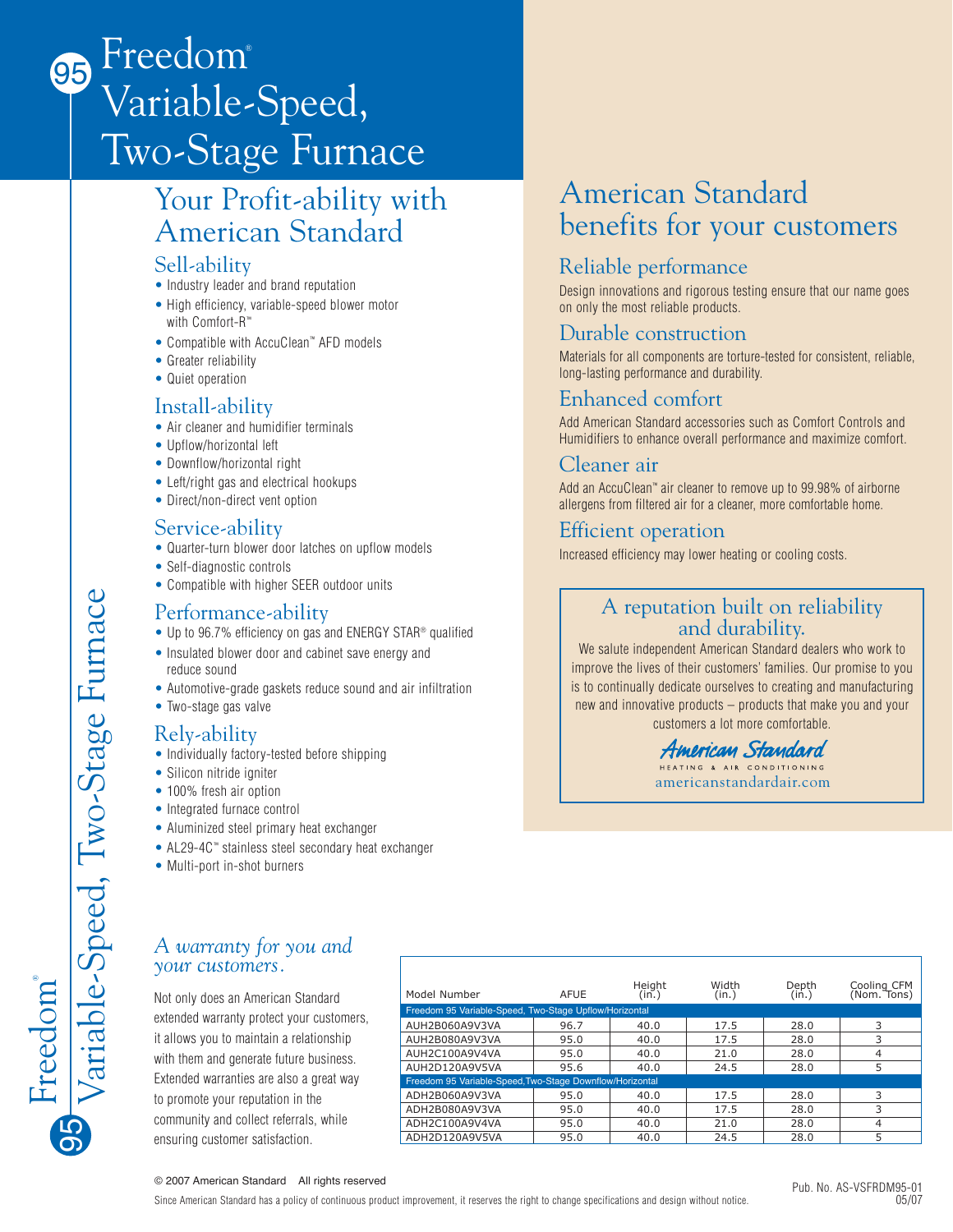# Freedom® Variable-Speed, Two-Stage Furnace

## Your Profit-ability with American Standard

### Sell-ability

- Industry leader and brand reputation
- High efficiency, variable-speed blower motor with Comfort-R™
- Compatible with AccuClean™ AFD models
- Greater reliability
- Quiet operation

### Install-ability

- Air cleaner and humidifier terminals
- Upflow/horizontal left
- Downflow/horizontal right
- Left/right gas and electrical hookups
- Direct/non-direct vent option

### Service-ability

- Quarter-turn blower door latches on upflow models
- Self-diagnostic controls
- Compatible with higher SEER outdoor units

### Performance-ability

- Up to 96.7% efficiency on gas and ENERGY STAR® qualified
- Insulated blower door and cabinet save energy and reduce sound
- Automotive-grade gaskets reduce sound and air infiltration
- Two-stage gas valve

### Rely-ability

- Individually factory-tested before shipping
- Silicon nitride igniter
- 100% fresh air option
- Integrated furnace control
- Aluminized steel primary heat exchanger
- AL29-4C™ stainless steel secondary heat exchanger
- Multi-port in-shot burners

## American Standard benefits for your customers

### Reliable performance

Design innovations and rigorous testing ensure that our name goes on only the most reliable products.

### Durable construction

Materials for all components are torture-tested for consistent, reliable, long-lasting performance and durability.

### Enhanced comfort

Add American Standard accessories such as Comfort Controls and Humidifiers to enhance overall performance and maximize comfort.

### Cleaner air

Add an AccuClean™ air cleaner to remove up to 99.98% of airborne allergens from filtered air for a cleaner, more comfortable home.

### Efficient operation

Increased efficiency may lower heating or cooling costs.

### A reputation built on reliability and durability.

We salute independent American Standard dealers who work to improve the lives of their customers' families. Our promise to you is to continually dedicate ourselves to creating and manufacturing new and innovative products – products that make you and your customers a lot more comfortable.

American Standard
HEATING & AIR CONDITIONING
americanstandardair.com

### *A warranty for you and your customers.*

Not only does an American Standard extended warranty protect your customers, it allows you to maintain a relationship with them and generate future business. Extended warranties are also a great way to promote your reputation in the community and collect referrals, while ensuring customer satisfaction.

| Model Number | AFUE | Height (in.) | Width (in.) | Depth (in.) | Cooling CFM (Nom. Tons) |
|---|---|---|---|---|---|
| Freedom 95 Variable-Speed, Two-Stage Upflow/Horizontal | | | | | |
| AUH2B060A9V3VA | 96.7 | 40.0 | 17.5 | 28.0 | 3 |
| AUH2B080A9V3VA | 95.0 | 40.0 | 17.5 | 28.0 | 3 |
| AUH2C100A9V4VA | 95.0 | 40.0 | 21.0 | 28.0 | 4 |
| AUH2D120A9V5VA | 95.6 | 40.0 | 24.5 | 28.0 | 5 |
| Freedom 95 Variable-Speed,Two-Stage Downflow/Horizontal | | | | | |
| ADH2B060A9V3VA | 95.0 | 40.0 | 17.5 | 28.0 | 3 |
| ADH2B080A9V3VA | 95.0 | 40.0 | 17.5 | 28.0 | 3 |
| ADH2C100A9V4VA | 95.0 | 40.0 | 21.0 | 28.0 | 4 |
| ADH2D120A9V5VA | 95.0 | 40.0 | 24.5 | 28.0 | 5 |

© 2007 American Standard All rights reserved

Since American Standard has a policy of continuous product improvement, it reserves the right to change specifications and design without notice.

Pub. No. AS-VSFRDM95-01
05/07